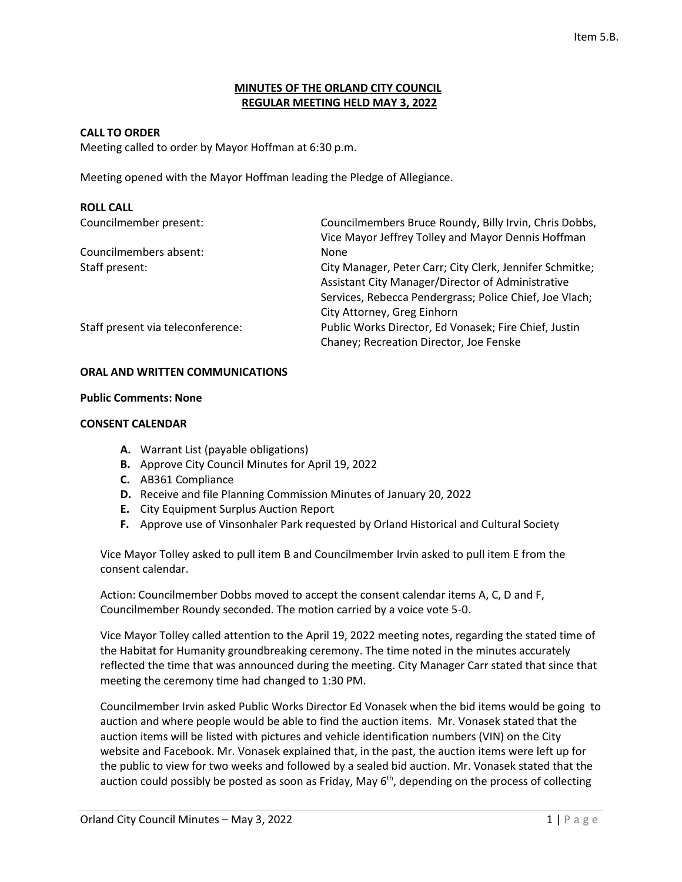# MINUTES OF THE ORLAND CITY COUNCIL REGULAR MEETING HELD MAY 3, 2022

**CALL TO ORDER**
Meeting called to order by Mayor Hoffman at 6:30 p.m.

Meeting opened with the Mayor Hoffman leading the Pledge of Allegiance.

**ROLL CALL**

| | |
|---|---|
| Councilmember present: | Councilmembers Bruce Roundy, Billy Irvin, Chris Dobbs, Vice Mayor Jeffrey Tolley and Mayor Dennis Hoffman |
| Councilmembers absent: | None |
| Staff present: | City Manager, Peter Carr; City Clerk, Jennifer Schmitke; Assistant City Manager/Director of Administrative Services, Rebecca Pendergrass; Police Chief, Joe Vlach; City Attorney, Greg Einhorn |
| Staff present via teleconference: | Public Works Director, Ed Vonasek; Fire Chief, Justin Chaney; Recreation Director, Joe Fenske |

**ORAL AND WRITTEN COMMUNICATIONS**

**Public Comments: None**

**CONSENT CALENDAR**

- **A.** Warrant List (payable obligations)
- **B.** Approve City Council Minutes for April 19, 2022
- **C.** AB361 Compliance
- **D.** Receive and file Planning Commission Minutes of January 20, 2022
- **E.** City Equipment Surplus Auction Report
- **F.** Approve use of Vinsonhaler Park requested by Orland Historical and Cultural Society

Vice Mayor Tolley asked to pull item B and Councilmember Irvin asked to pull item E from the consent calendar.

Action: Councilmember Dobbs moved to accept the consent calendar items A, C, D and F, Councilmember Roundy seconded. The motion carried by a voice vote 5-0.

Vice Mayor Tolley called attention to the April 19, 2022 meeting notes, regarding the stated time of the Habitat for Humanity groundbreaking ceremony. The time noted in the minutes accurately reflected the time that was announced during the meeting. City Manager Carr stated that since that meeting the ceremony time had changed to 1:30 PM.

Councilmember Irvin asked Public Works Director Ed Vonasek when the bid items would be going to auction and where people would be able to find the auction items. Mr. Vonasek stated that the auction items will be listed with pictures and vehicle identification numbers (VIN) on the City website and Facebook. Mr. Vonasek explained that, in the past, the auction items were left up for the public to view for two weeks and followed by a sealed bid auction. Mr. Vonasek stated that the auction could possibly be posted as soon as Friday, May 6th, depending on the process of collecting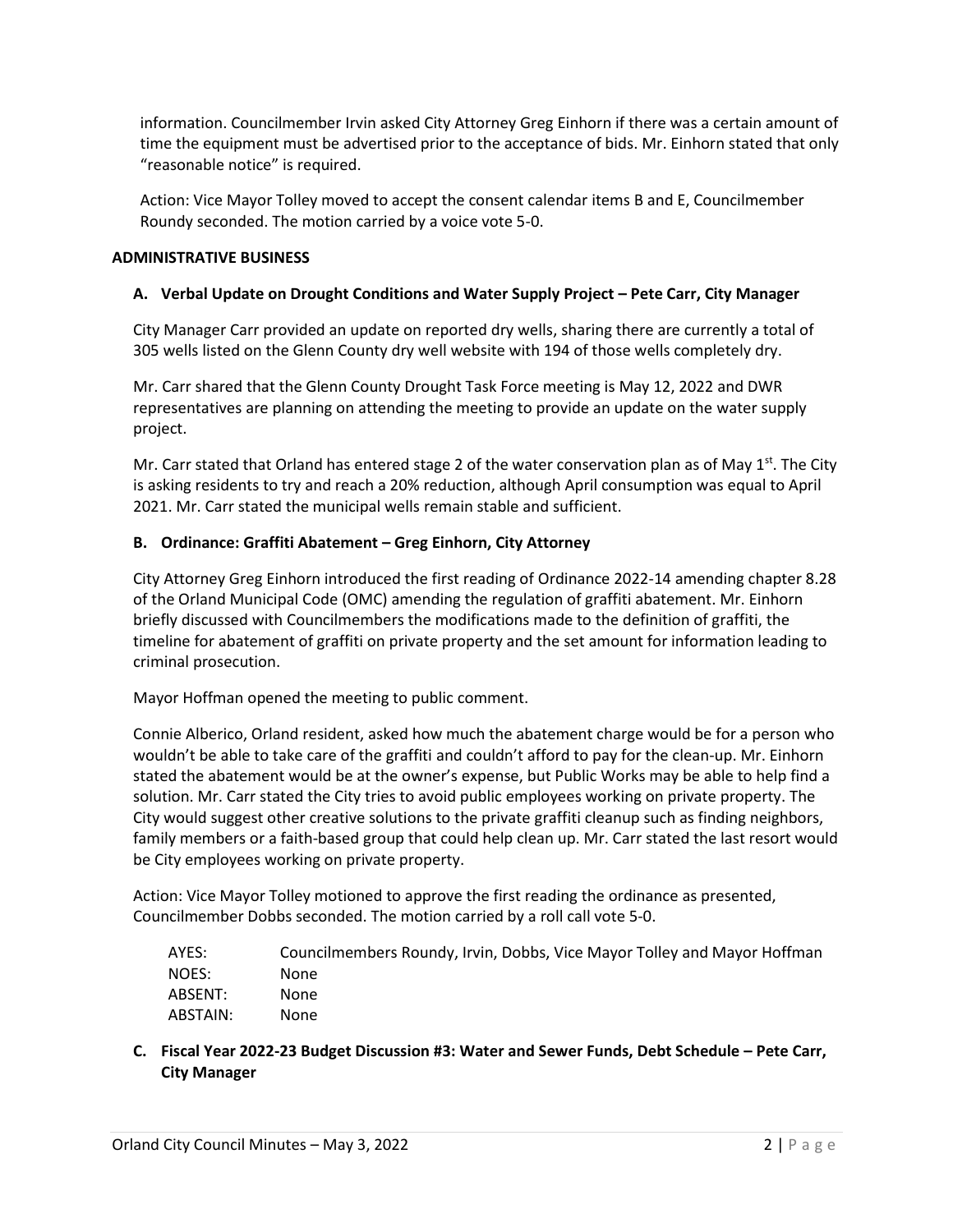information. Councilmember Irvin asked City Attorney Greg Einhorn if there was a certain amount of time the equipment must be advertised prior to the acceptance of bids. Mr. Einhorn stated that only "reasonable notice" is required.

Action: Vice Mayor Tolley moved to accept the consent calendar items B and E, Councilmember Roundy seconded. The motion carried by a voice vote 5-0.

**ADMINISTRATIVE BUSINESS**

**A. Verbal Update on Drought Conditions and Water Supply Project – Pete Carr, City Manager**

City Manager Carr provided an update on reported dry wells, sharing there are currently a total of 305 wells listed on the Glenn County dry well website with 194 of those wells completely dry.

Mr. Carr shared that the Glenn County Drought Task Force meeting is May 12, 2022 and DWR representatives are planning on attending the meeting to provide an update on the water supply project.

Mr. Carr stated that Orland has entered stage 2 of the water conservation plan as of May 1st. The City is asking residents to try and reach a 20% reduction, although April consumption was equal to April 2021. Mr. Carr stated the municipal wells remain stable and sufficient.

**B. Ordinance: Graffiti Abatement – Greg Einhorn, City Attorney**

City Attorney Greg Einhorn introduced the first reading of Ordinance 2022-14 amending chapter 8.28 of the Orland Municipal Code (OMC) amending the regulation of graffiti abatement. Mr. Einhorn briefly discussed with Councilmembers the modifications made to the definition of graffiti, the timeline for abatement of graffiti on private property and the set amount for information leading to criminal prosecution.

Mayor Hoffman opened the meeting to public comment.

Connie Alberico, Orland resident, asked how much the abatement charge would be for a person who wouldn't be able to take care of the graffiti and couldn't afford to pay for the clean-up. Mr. Einhorn stated the abatement would be at the owner's expense, but Public Works may be able to help find a solution. Mr. Carr stated the City tries to avoid public employees working on private property. The City would suggest other creative solutions to the private graffiti cleanup such as finding neighbors, family members or a faith-based group that could help clean up. Mr. Carr stated the last resort would be City employees working on private property.

Action: Vice Mayor Tolley motioned to approve the first reading the ordinance as presented, Councilmember Dobbs seconded. The motion carried by a roll call vote 5-0.

| | |
|---|---|
| AYES: | Councilmembers Roundy, Irvin, Dobbs, Vice Mayor Tolley and Mayor Hoffman |
| NOES: | None |
| ABSENT: | None |
| ABSTAIN: | None |

**C. Fiscal Year 2022-23 Budget Discussion #3: Water and Sewer Funds, Debt Schedule – Pete Carr, City Manager**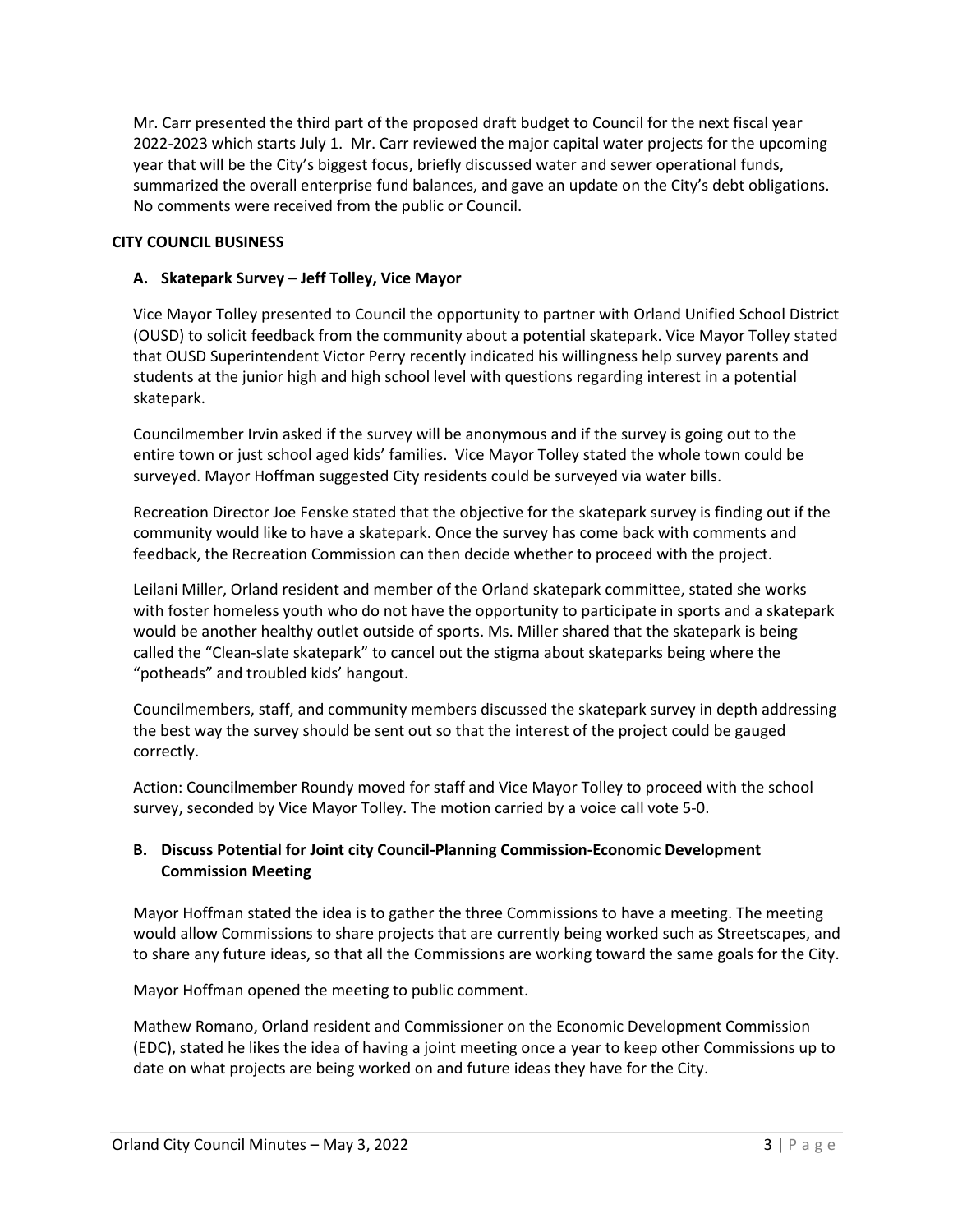Mr. Carr presented the third part of the proposed draft budget to Council for the next fiscal year 2022-2023 which starts July 1. Mr. Carr reviewed the major capital water projects for the upcoming year that will be the City's biggest focus, briefly discussed water and sewer operational funds, summarized the overall enterprise fund balances, and gave an update on the City's debt obligations. No comments were received from the public or Council.

**CITY COUNCIL BUSINESS**

**A. Skatepark Survey – Jeff Tolley, Vice Mayor**

Vice Mayor Tolley presented to Council the opportunity to partner with Orland Unified School District (OUSD) to solicit feedback from the community about a potential skatepark. Vice Mayor Tolley stated that OUSD Superintendent Victor Perry recently indicated his willingness help survey parents and students at the junior high and high school level with questions regarding interest in a potential skatepark.

Councilmember Irvin asked if the survey will be anonymous and if the survey is going out to the entire town or just school aged kids' families. Vice Mayor Tolley stated the whole town could be surveyed. Mayor Hoffman suggested City residents could be surveyed via water bills.

Recreation Director Joe Fenske stated that the objective for the skatepark survey is finding out if the community would like to have a skatepark. Once the survey has come back with comments and feedback, the Recreation Commission can then decide whether to proceed with the project.

Leilani Miller, Orland resident and member of the Orland skatepark committee, stated she works with foster homeless youth who do not have the opportunity to participate in sports and a skatepark would be another healthy outlet outside of sports. Ms. Miller shared that the skatepark is being called the "Clean-slate skatepark" to cancel out the stigma about skateparks being where the "potheads" and troubled kids' hangout.

Councilmembers, staff, and community members discussed the skatepark survey in depth addressing the best way the survey should be sent out so that the interest of the project could be gauged correctly.

Action: Councilmember Roundy moved for staff and Vice Mayor Tolley to proceed with the school survey, seconded by Vice Mayor Tolley. The motion carried by a voice call vote 5-0.

**B. Discuss Potential for Joint city Council-Planning Commission-Economic Development Commission Meeting**

Mayor Hoffman stated the idea is to gather the three Commissions to have a meeting. The meeting would allow Commissions to share projects that are currently being worked such as Streetscapes, and to share any future ideas, so that all the Commissions are working toward the same goals for the City.

Mayor Hoffman opened the meeting to public comment.

Mathew Romano, Orland resident and Commissioner on the Economic Development Commission (EDC), stated he likes the idea of having a joint meeting once a year to keep other Commissions up to date on what projects are being worked on and future ideas they have for the City.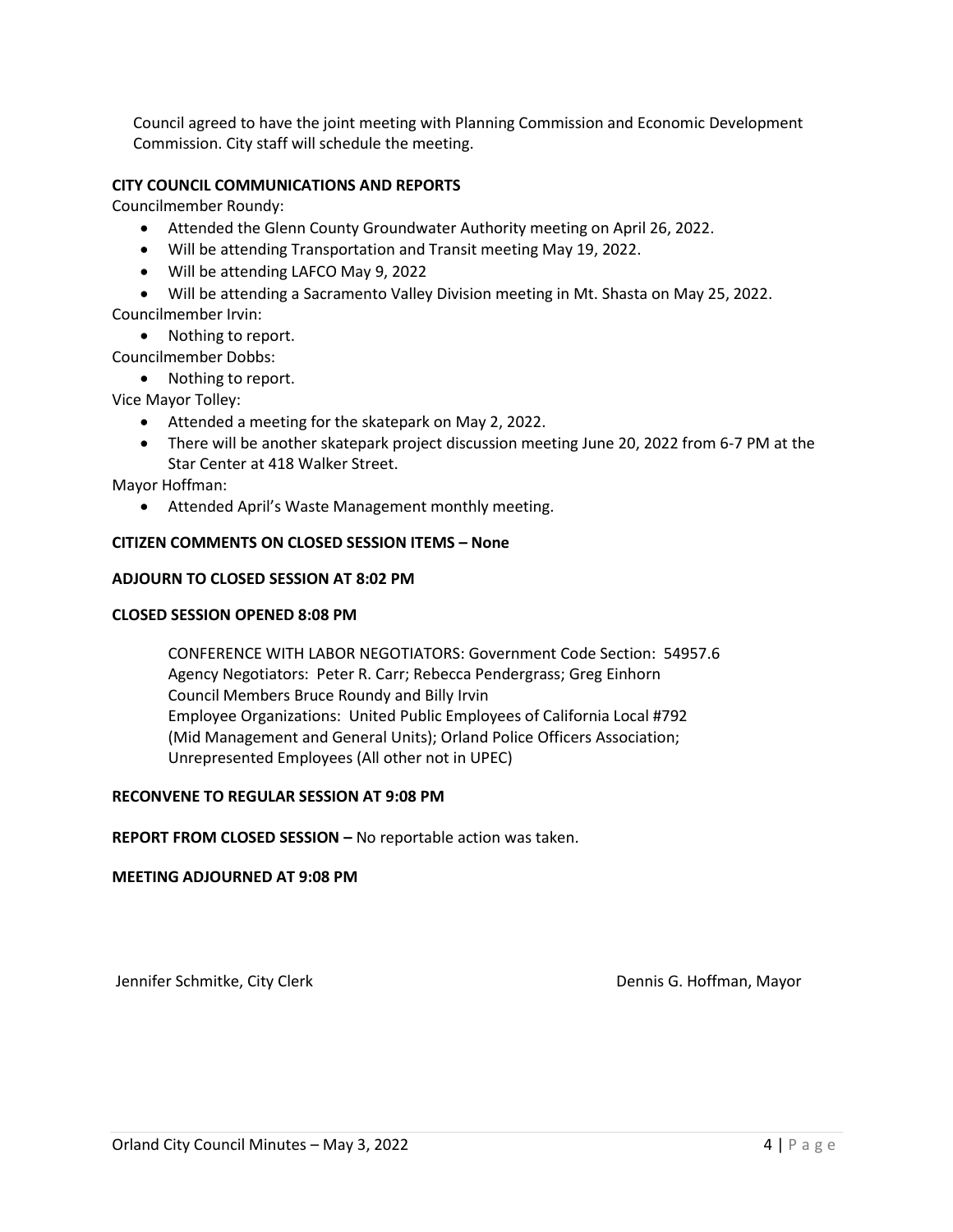Council agreed to have the joint meeting with Planning Commission and Economic Development Commission. City staff will schedule the meeting.

**CITY COUNCIL COMMUNICATIONS AND REPORTS**

Councilmember Roundy:

- Attended the Glenn County Groundwater Authority meeting on April 26, 2022.
- Will be attending Transportation and Transit meeting May 19, 2022.
- Will be attending LAFCO May 9, 2022
- Will be attending a Sacramento Valley Division meeting in Mt. Shasta on May 25, 2022.

Councilmember Irvin:

- Nothing to report.

Councilmember Dobbs:

- Nothing to report.

Vice Mayor Tolley:

- Attended a meeting for the skatepark on May 2, 2022.
- There will be another skatepark project discussion meeting June 20, 2022 from 6-7 PM at the Star Center at 418 Walker Street.

Mayor Hoffman:

- Attended April's Waste Management monthly meeting.

**CITIZEN COMMENTS ON CLOSED SESSION ITEMS – None**

**ADJOURN TO CLOSED SESSION AT 8:02 PM**

**CLOSED SESSION OPENED 8:08 PM**

CONFERENCE WITH LABOR NEGOTIATORS: Government Code Section: 54957.6
Agency Negotiators: Peter R. Carr; Rebecca Pendergrass; Greg Einhorn
Council Members Bruce Roundy and Billy Irvin
Employee Organizations: United Public Employees of California Local #792
(Mid Management and General Units); Orland Police Officers Association;
Unrepresented Employees (All other not in UPEC)

**RECONVENE TO REGULAR SESSION AT 9:08 PM**

**REPORT FROM CLOSED SESSION –** No reportable action was taken.

**MEETING ADJOURNED AT 9:08 PM**

Jennifer Schmitke, City Clerk

Dennis G. Hoffman, Mayor